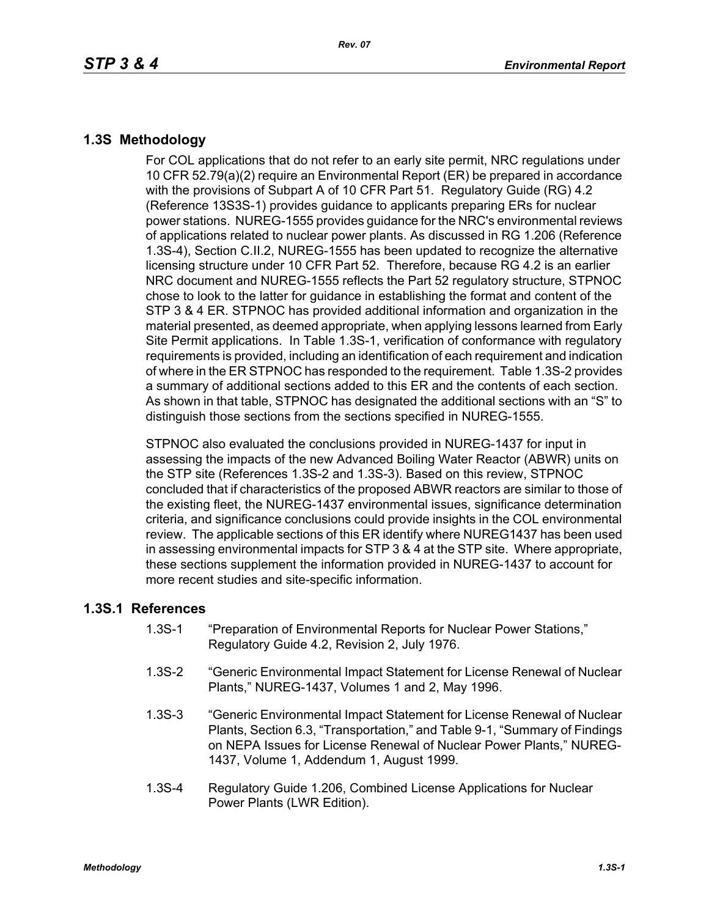## 1.3S Methodology

For COL applications that do not refer to an early site permit, NRC regulations under 10 CFR 52.79(a)(2) require an Environmental Report (ER) be prepared in accordance with the provisions of Subpart A of 10 CFR Part 51. Regulatory Guide (RG) 4.2 (Reference 13S3S-1) provides guidance to applicants preparing ERs for nuclear power stations. NUREG-1555 provides guidance for the NRC's environmental reviews of applications related to nuclear power plants. As discussed in RG 1.206 (Reference 1.3S-4), Section C.II.2, NUREG-1555 has been updated to recognize the alternative licensing structure under 10 CFR Part 52. Therefore, because RG 4.2 is an earlier NRC document and NUREG-1555 reflects the Part 52 regulatory structure, STPNOC chose to look to the latter for guidance in establishing the format and content of the STP 3 & 4 ER. STPNOC has provided additional information and organization in the material presented, as deemed appropriate, when applying lessons learned from Early Site Permit applications. In Table 1.3S-1, verification of conformance with regulatory requirements is provided, including an identification of each requirement and indication of where in the ER STPNOC has responded to the requirement. Table 1.3S-2 provides a summary of additional sections added to this ER and the contents of each section. As shown in that table, STPNOC has designated the additional sections with an "S" to distinguish those sections from the sections specified in NUREG-1555.

STPNOC also evaluated the conclusions provided in NUREG-1437 for input in assessing the impacts of the new Advanced Boiling Water Reactor (ABWR) units on the STP site (References 1.3S-2 and 1.3S-3). Based on this review, STPNOC concluded that if characteristics of the proposed ABWR reactors are similar to those of the existing fleet, the NUREG-1437 environmental issues, significance determination criteria, and significance conclusions could provide insights in the COL environmental review. The applicable sections of this ER identify where NUREG1437 has been used in assessing environmental impacts for STP 3 & 4 at the STP site. Where appropriate, these sections supplement the information provided in NUREG-1437 to account for more recent studies and site-specific information.

### 1.3S.1 References

1.3S-1 "Preparation of Environmental Reports for Nuclear Power Stations," Regulatory Guide 4.2, Revision 2, July 1976.

1.3S-2 "Generic Environmental Impact Statement for License Renewal of Nuclear Plants," NUREG-1437, Volumes 1 and 2, May 1996.

1.3S-3 "Generic Environmental Impact Statement for License Renewal of Nuclear Plants, Section 6.3, "Transportation," and Table 9-1, "Summary of Findings on NEPA Issues for License Renewal of Nuclear Power Plants," NUREG-1437, Volume 1, Addendum 1, August 1999.

1.3S-4 Regulatory Guide 1.206, Combined License Applications for Nuclear Power Plants (LWR Edition).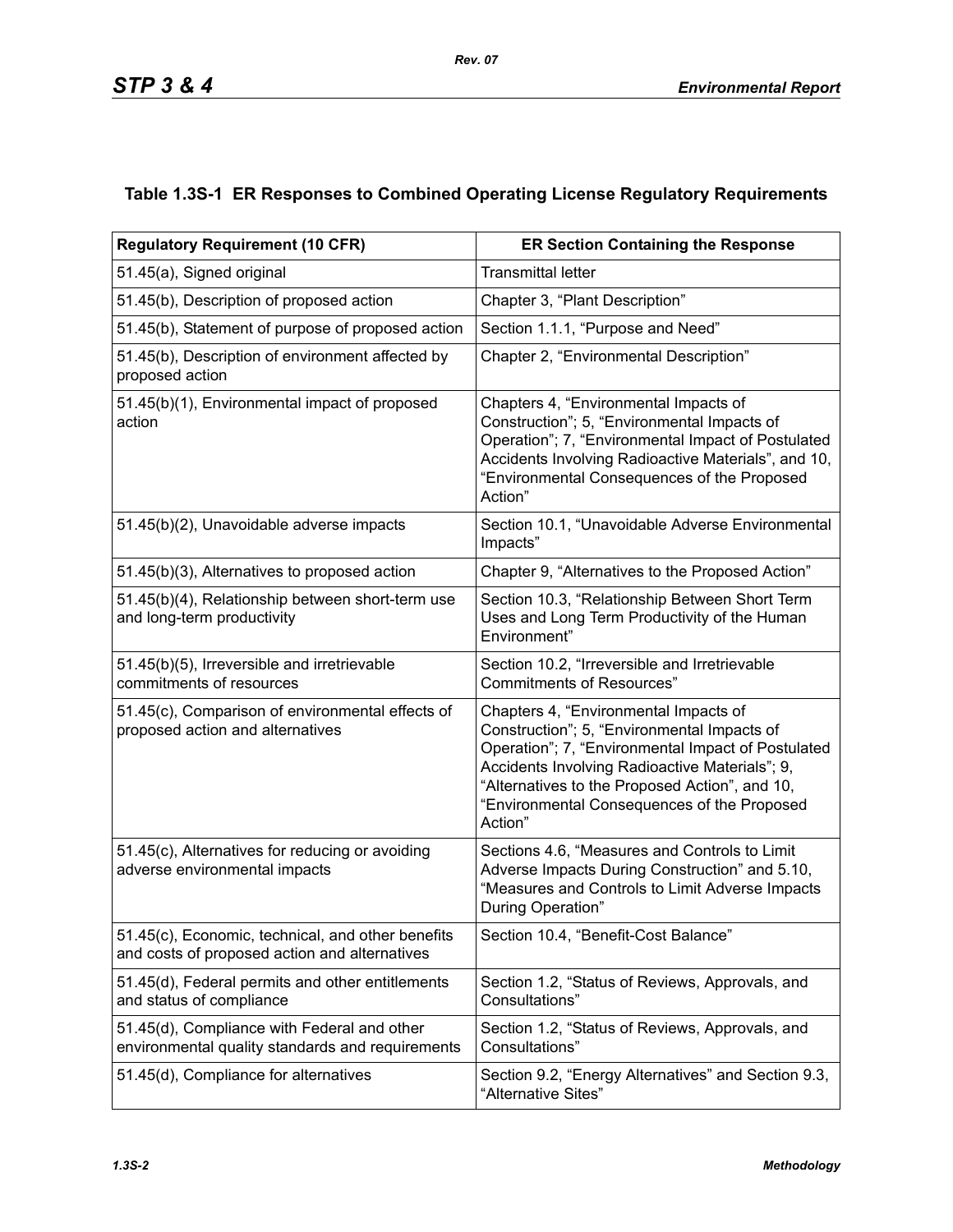## Table 1.3S-1 ER Responses to Combined Operating License Regulatory Requirements

| Regulatory Requirement (10 CFR) | ER Section Containing the Response |
|---|---|
| 51.45(a), Signed original | Transmittal letter |
| 51.45(b), Description of proposed action | Chapter 3, “Plant Description” |
| 51.45(b), Statement of purpose of proposed action | Section 1.1.1, “Purpose and Need” |
| 51.45(b), Description of environment affected by proposed action | Chapter 2, “Environmental Description” |
| 51.45(b)(1), Environmental impact of proposed action | Chapters 4, “Environmental Impacts of Construction”; 5, “Environmental Impacts of Operation”; 7, “Environmental Impact of Postulated Accidents Involving Radioactive Materials”, and 10, “Environmental Consequences of the Proposed Action” |
| 51.45(b)(2), Unavoidable adverse impacts | Section 10.1, “Unavoidable Adverse Environmental Impacts” |
| 51.45(b)(3), Alternatives to proposed action | Chapter 9, “Alternatives to the Proposed Action” |
| 51.45(b)(4), Relationship between short-term use and long-term productivity | Section 10.3, “Relationship Between Short Term Uses and Long Term Productivity of the Human Environment” |
| 51.45(b)(5), Irreversible and irretrievable commitments of resources | Section 10.2, “Irreversible and Irretrievable Commitments of Resources” |
| 51.45(c), Comparison of environmental effects of proposed action and alternatives | Chapters 4, “Environmental Impacts of Construction”; 5, “Environmental Impacts of Operation”; 7, “Environmental Impact of Postulated Accidents Involving Radioactive Materials”; 9, “Alternatives to the Proposed Action”, and 10, “Environmental Consequences of the Proposed Action” |
| 51.45(c), Alternatives for reducing or avoiding adverse environmental impacts | Sections 4.6, “Measures and Controls to Limit Adverse Impacts During Construction” and 5.10, “Measures and Controls to Limit Adverse Impacts During Operation” |
| 51.45(c), Economic, technical, and other benefits and costs of proposed action and alternatives | Section 10.4, “Benefit-Cost Balance” |
| 51.45(d), Federal permits and other entitlements and status of compliance | Section 1.2, “Status of Reviews, Approvals, and Consultations” |
| 51.45(d), Compliance with Federal and other environmental quality standards and requirements | Section 1.2, “Status of Reviews, Approvals, and Consultations” |
| 51.45(d), Compliance for alternatives | Section 9.2, “Energy Alternatives” and Section 9.3, “Alternative Sites” |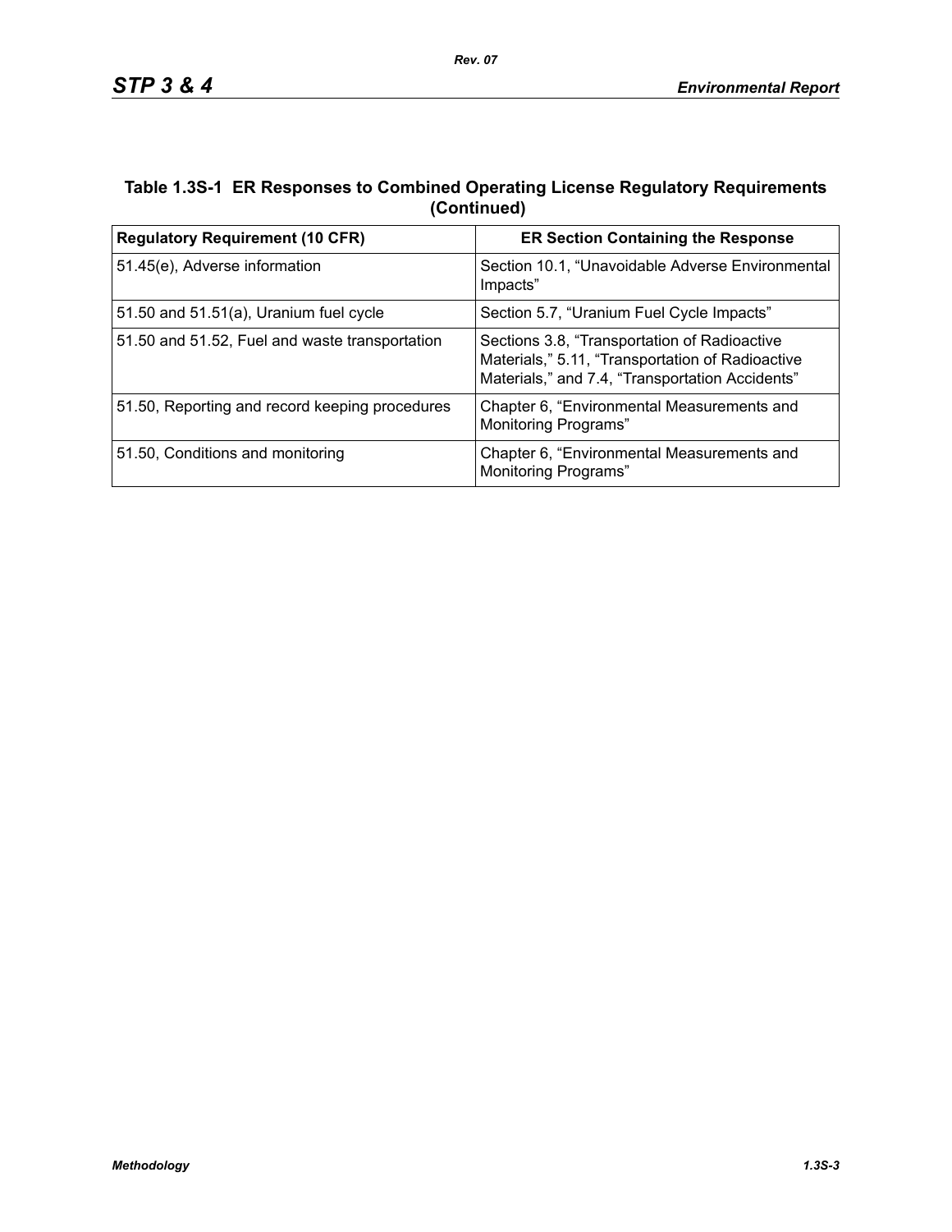**Table 1.3S-1 ER Responses to Combined Operating License Regulatory Requirements (Continued)**

| Regulatory Requirement (10 CFR) | ER Section Containing the Response |
|---|---|
| 51.45(e), Adverse information | Section 10.1, "Unavoidable Adverse Environmental Impacts" |
| 51.50 and 51.51(a), Uranium fuel cycle | Section 5.7, "Uranium Fuel Cycle Impacts" |
| 51.50 and 51.52, Fuel and waste transportation | Sections 3.8, "Transportation of Radioactive Materials," 5.11, "Transportation of Radioactive Materials," and 7.4, "Transportation Accidents" |
| 51.50, Reporting and record keeping procedures | Chapter 6, "Environmental Measurements and Monitoring Programs" |
| 51.50, Conditions and monitoring | Chapter 6, "Environmental Measurements and Monitoring Programs" |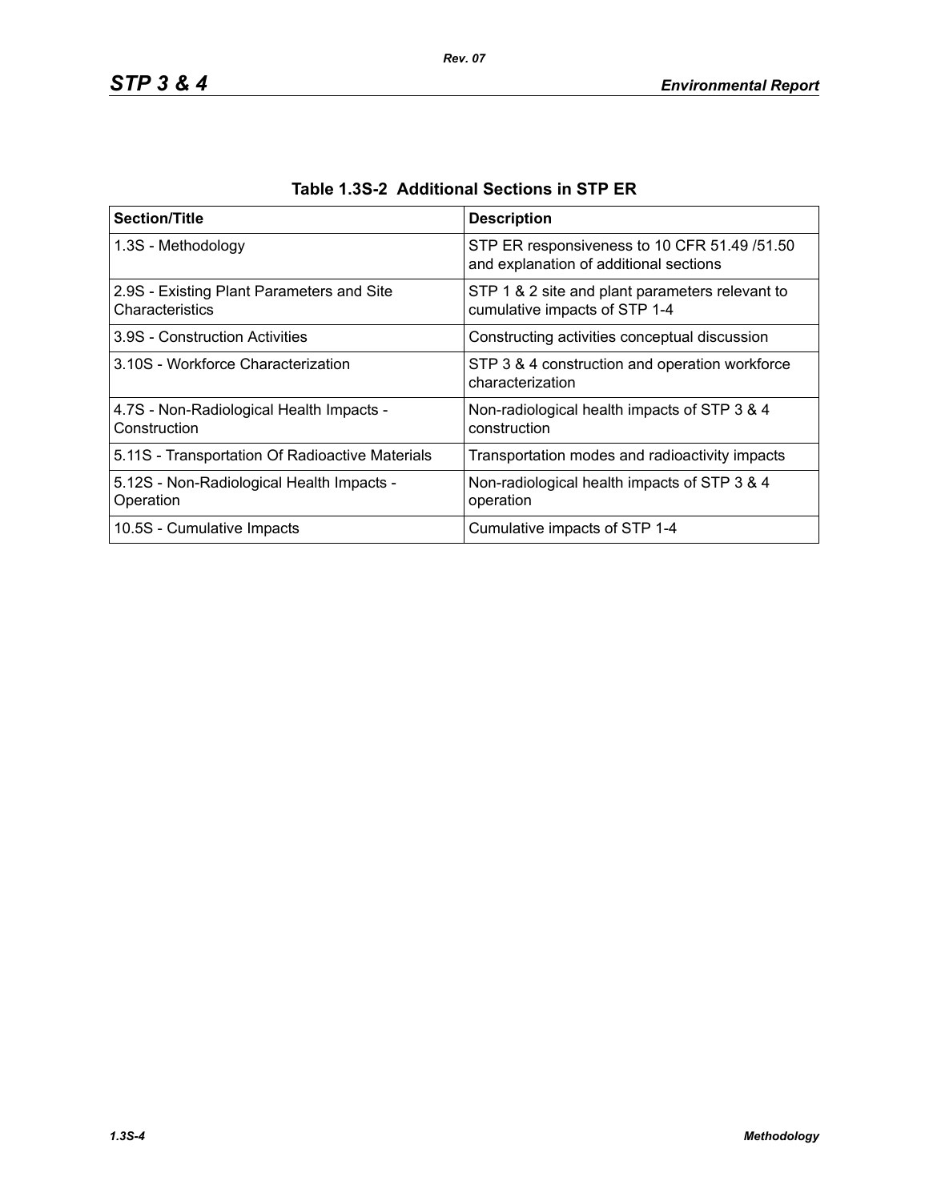**Table 1.3S-2 Additional Sections in STP ER**

| Section/Title | Description |
|---|---|
| 1.3S - Methodology | STP ER responsiveness to 10 CFR 51.49 /51.50 and explanation of additional sections |
| 2.9S - Existing Plant Parameters and Site Characteristics | STP 1 & 2 site and plant parameters relevant to cumulative impacts of STP 1-4 |
| 3.9S - Construction Activities | Constructing activities conceptual discussion |
| 3.10S - Workforce Characterization | STP 3 & 4 construction and operation workforce characterization |
| 4.7S - Non-Radiological Health Impacts - Construction | Non-radiological health impacts of STP 3 & 4 construction |
| 5.11S - Transportation Of Radioactive Materials | Transportation modes and radioactivity impacts |
| 5.12S - Non-Radiological Health Impacts - Operation | Non-radiological health impacts of STP 3 & 4 operation |
| 10.5S - Cumulative Impacts | Cumulative impacts of STP 1-4 |